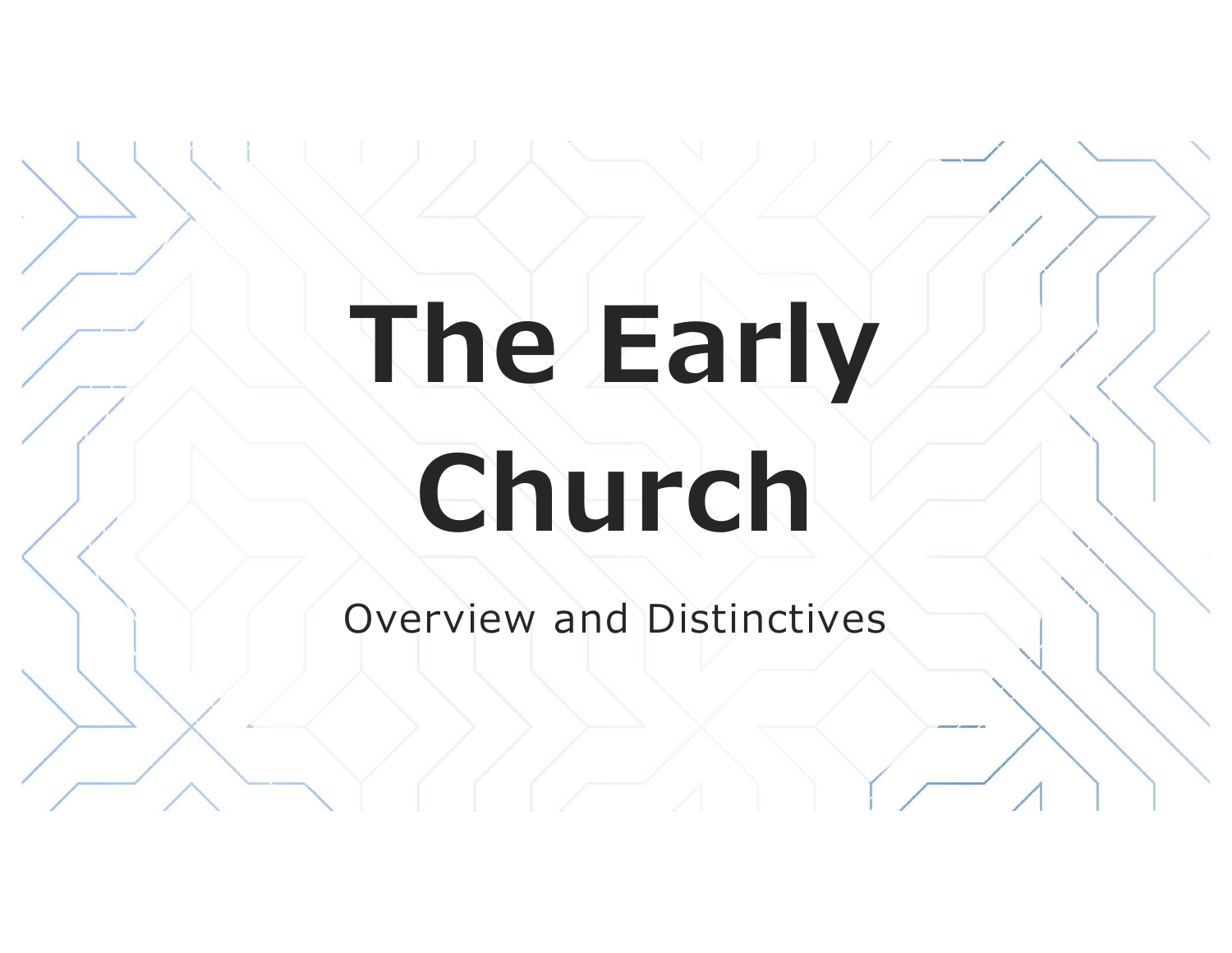# The Early Church

Overview and Distinctives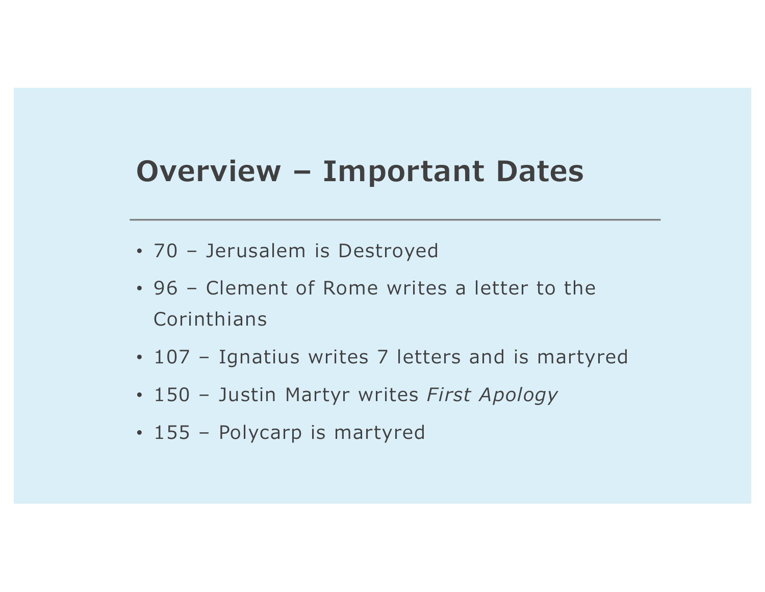# Overview – Important Dates

- 70 – Jerusalem is Destroyed
- 96 – Clement of Rome writes a letter to the Corinthians
- 107 – Ignatius writes 7 letters and is martyred
- 150 – Justin Martyr writes *First Apology*
- 155 – Polycarp is martyred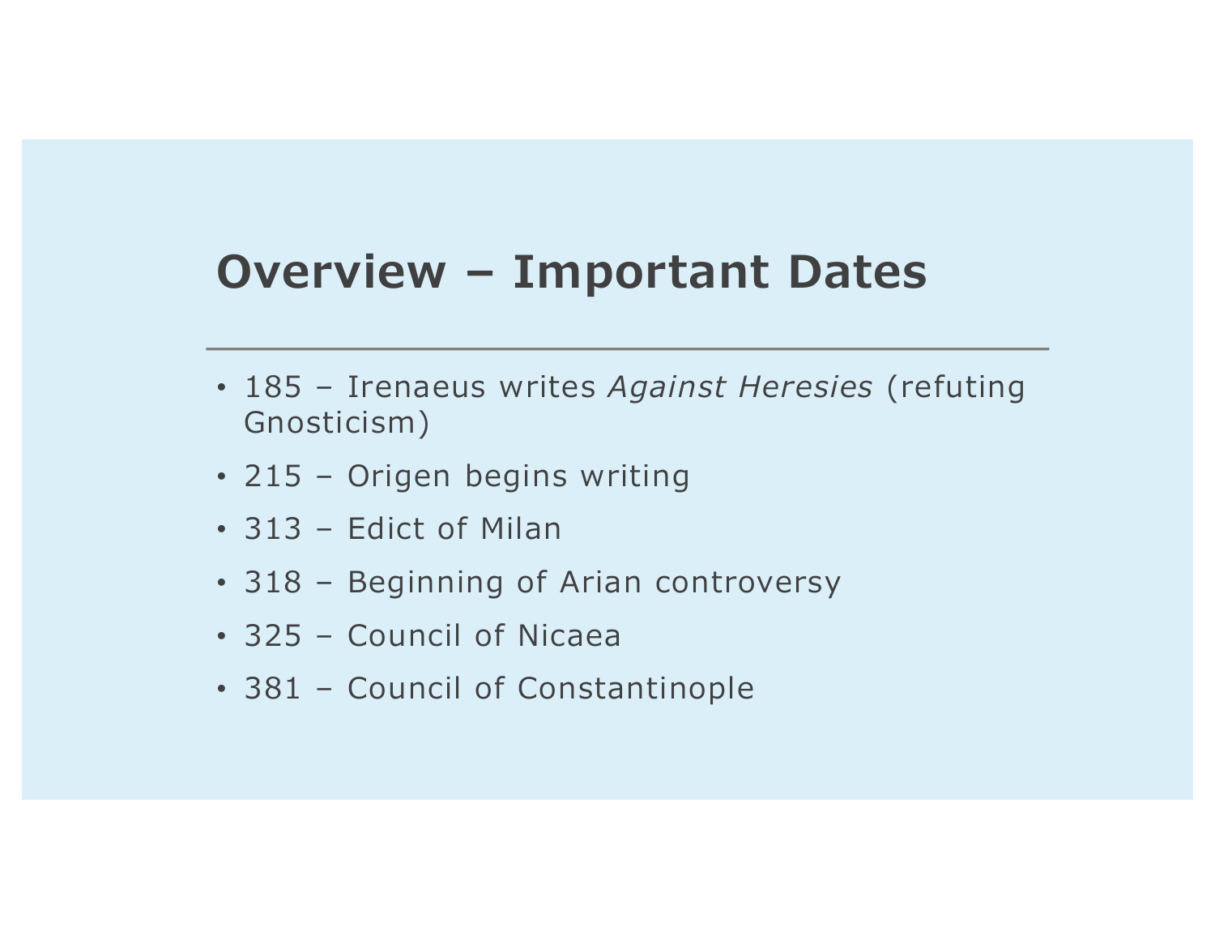# Overview – Important Dates

- 185 – Irenaeus writes *Against Heresies* (refuting Gnosticism)
- 215 – Origen begins writing
- 313 – Edict of Milan
- 318 – Beginning of Arian controversy
- 325 – Council of Nicaea
- 381 – Council of Constantinople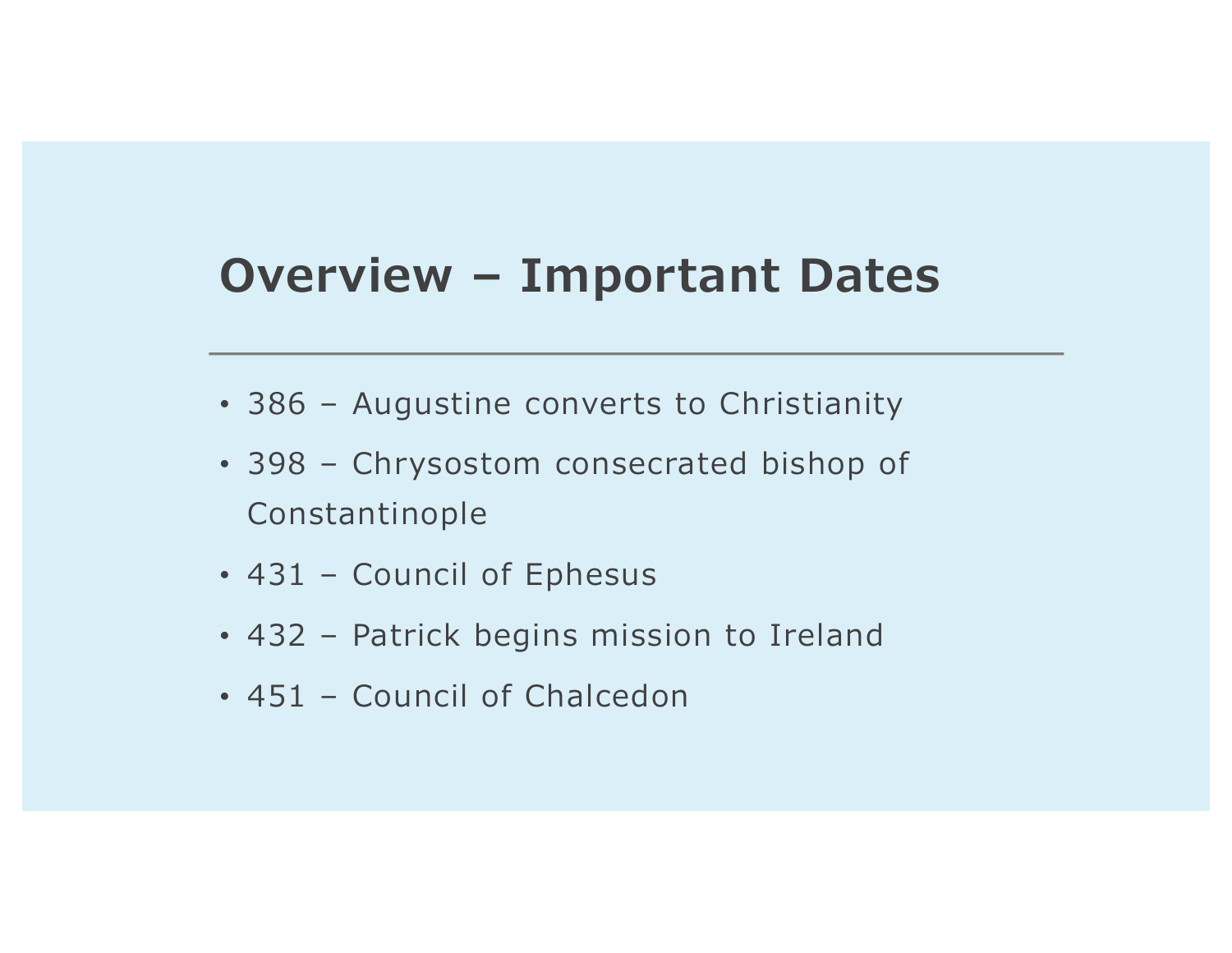# Overview – Important Dates

- 386 – Augustine converts to Christianity
- 398 – Chrysostom consecrated bishop of Constantinople
- 431 – Council of Ephesus
- 432 – Patrick begins mission to Ireland
- 451 – Council of Chalcedon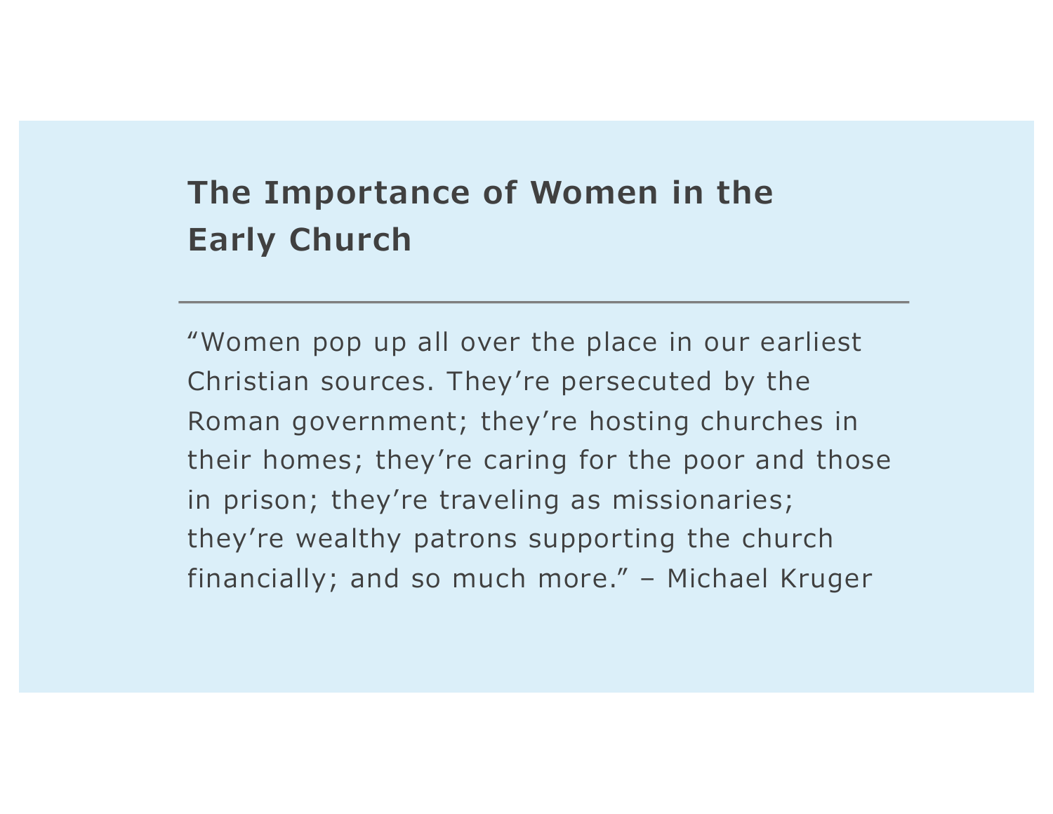## The Importance of Women in the Early Church

---

“Women pop up all over the place in our earliest Christian sources. They’re persecuted by the Roman government; they’re hosting churches in their homes; they’re caring for the poor and those in prison; they’re traveling as missionaries; they’re wealthy patrons supporting the church financially; and so much more.” – Michael Kruger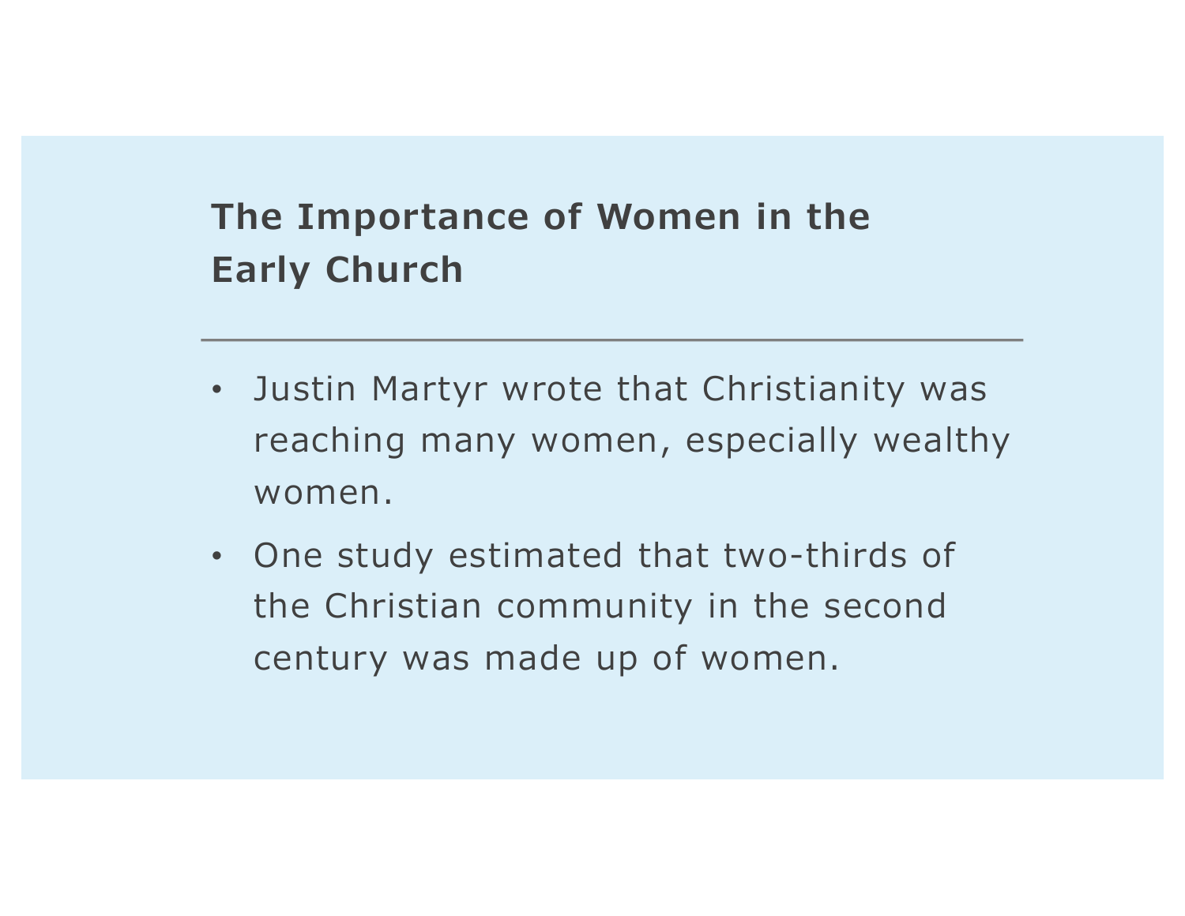## The Importance of Women in the Early Church

- Justin Martyr wrote that Christianity was reaching many women, especially wealthy women.
- One study estimated that two-thirds of the Christian community in the second century was made up of women.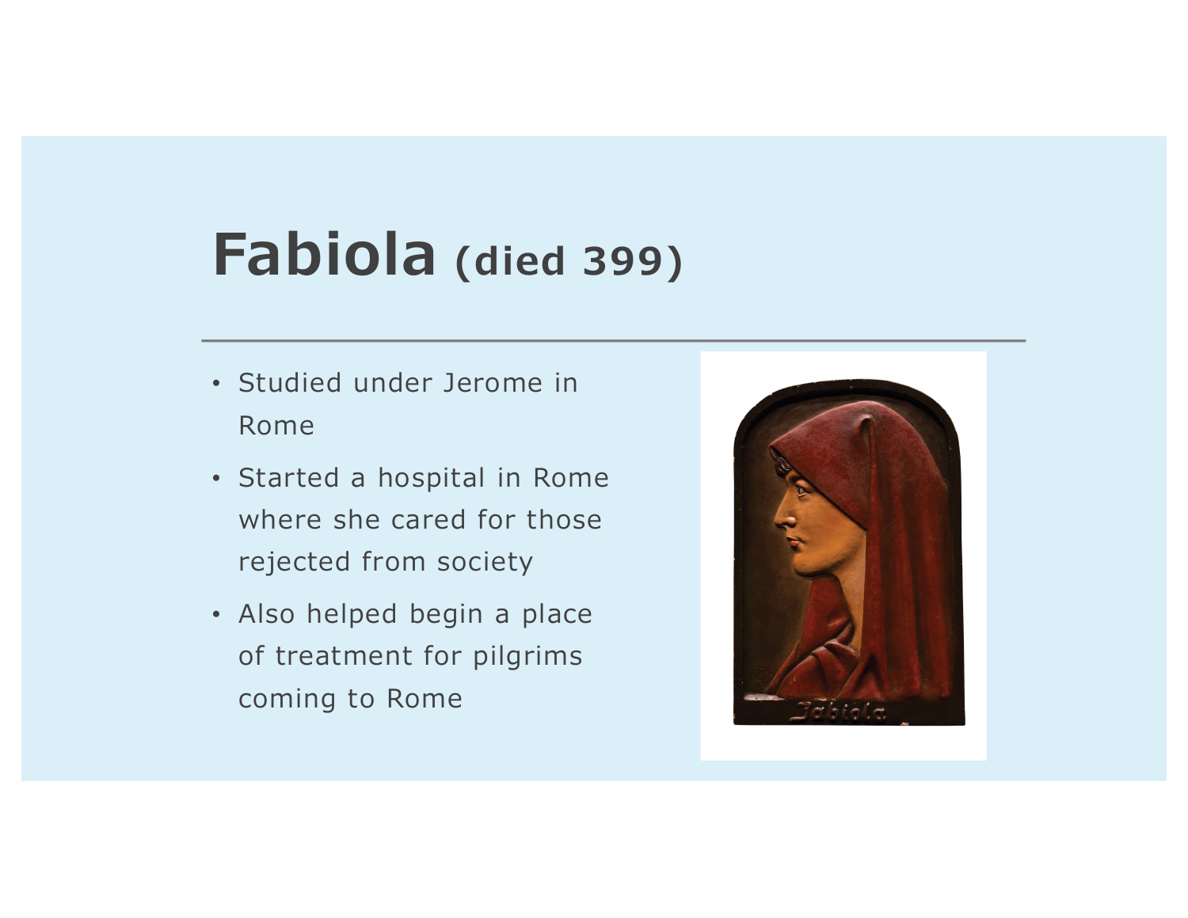# Fabiola (died 399)

- Studied under Jerome in Rome
- Started a hospital in Rome where she cared for those rejected from society
- Also helped begin a place of treatment for pilgrims coming to Rome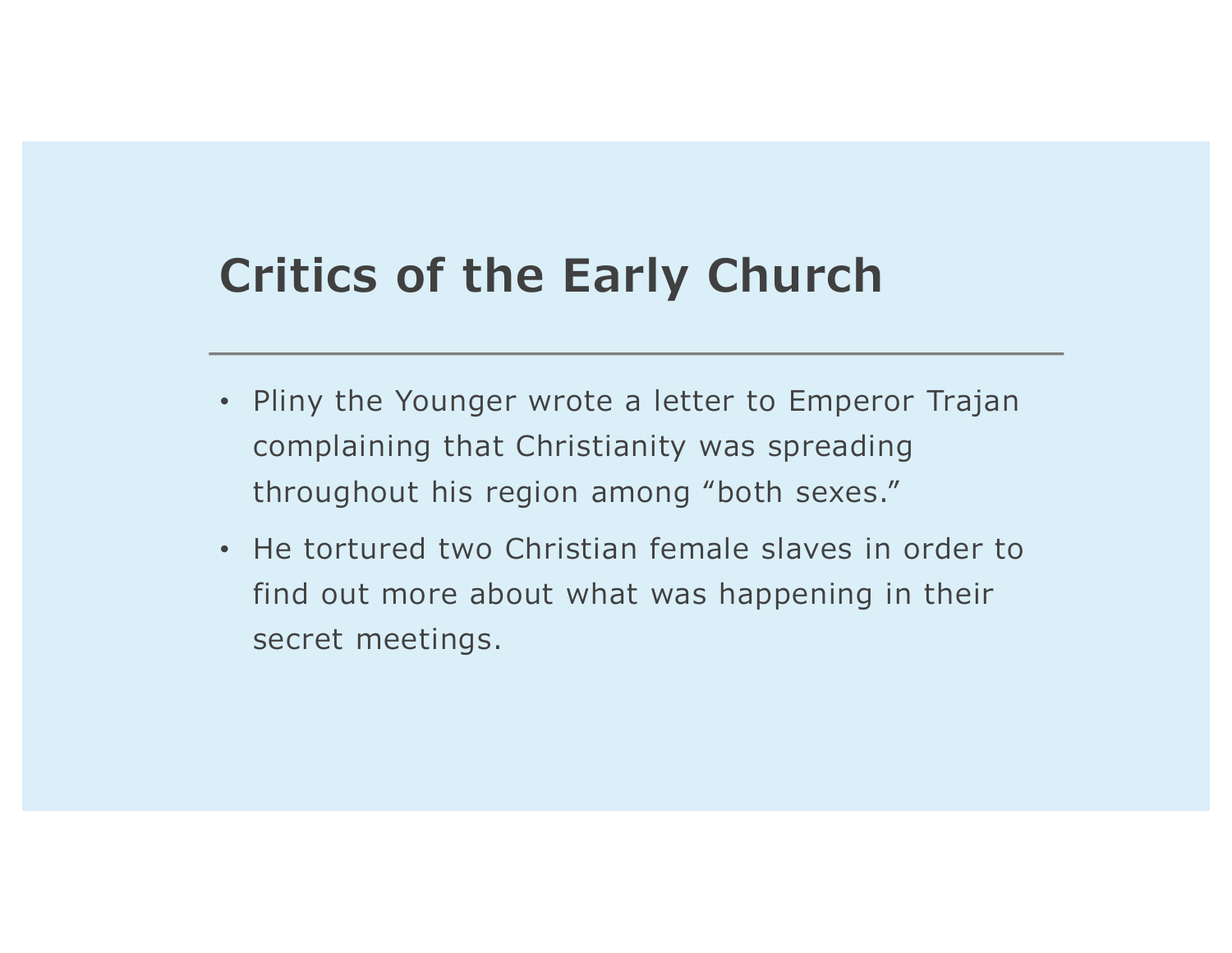# Critics of the Early Church

- Pliny the Younger wrote a letter to Emperor Trajan complaining that Christianity was spreading throughout his region among "both sexes."
- He tortured two Christian female slaves in order to find out more about what was happening in their secret meetings.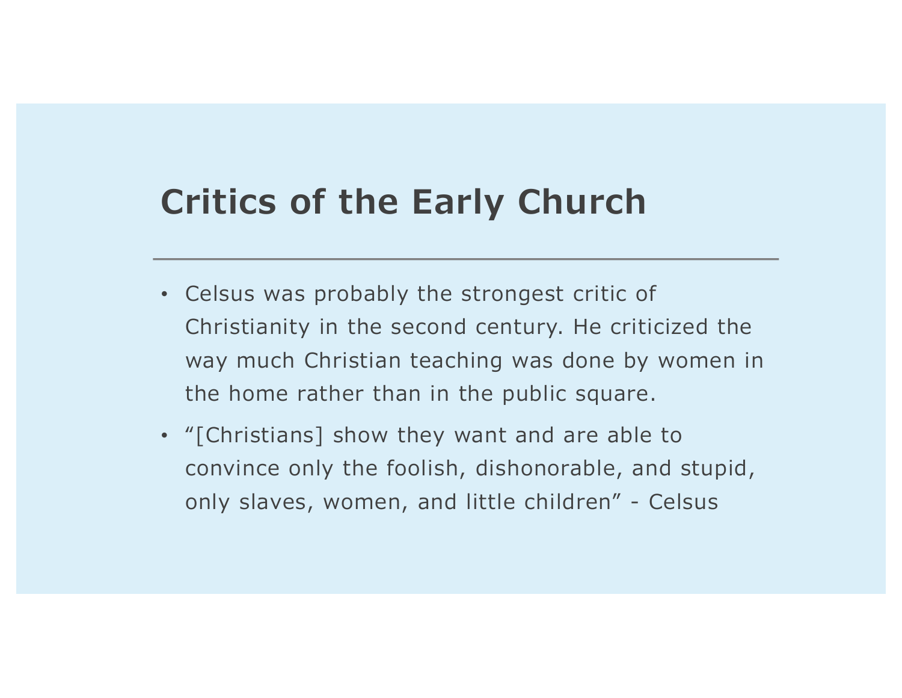# Critics of the Early Church

- Celsus was probably the strongest critic of Christianity in the second century. He criticized the way much Christian teaching was done by women in the home rather than in the public square.
- "[Christians] show they want and are able to convince only the foolish, dishonorable, and stupid, only slaves, women, and little children" - Celsus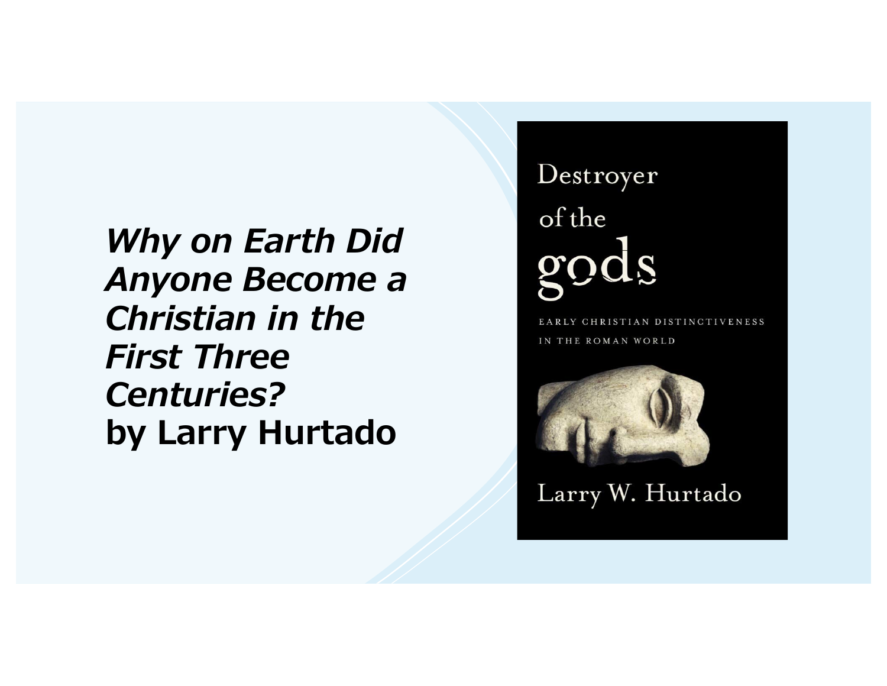***Why on Earth Did Anyone Become a Christian in the First Three Centuries?***
**by Larry Hurtado**

Destroyer of the gods

EARLY CHRISTIAN DISTINCTIVENESS IN THE ROMAN WORLD

Larry W. Hurtado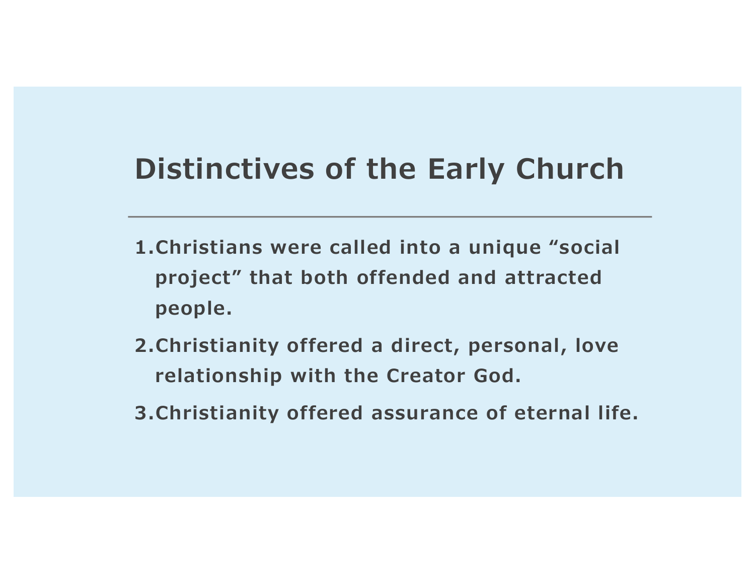# Distinctives of the Early Church

1. Christians were called into a unique “social project” that both offended and attracted people.
2. Christianity offered a direct, personal, love relationship with the Creator God.
3. Christianity offered assurance of eternal life.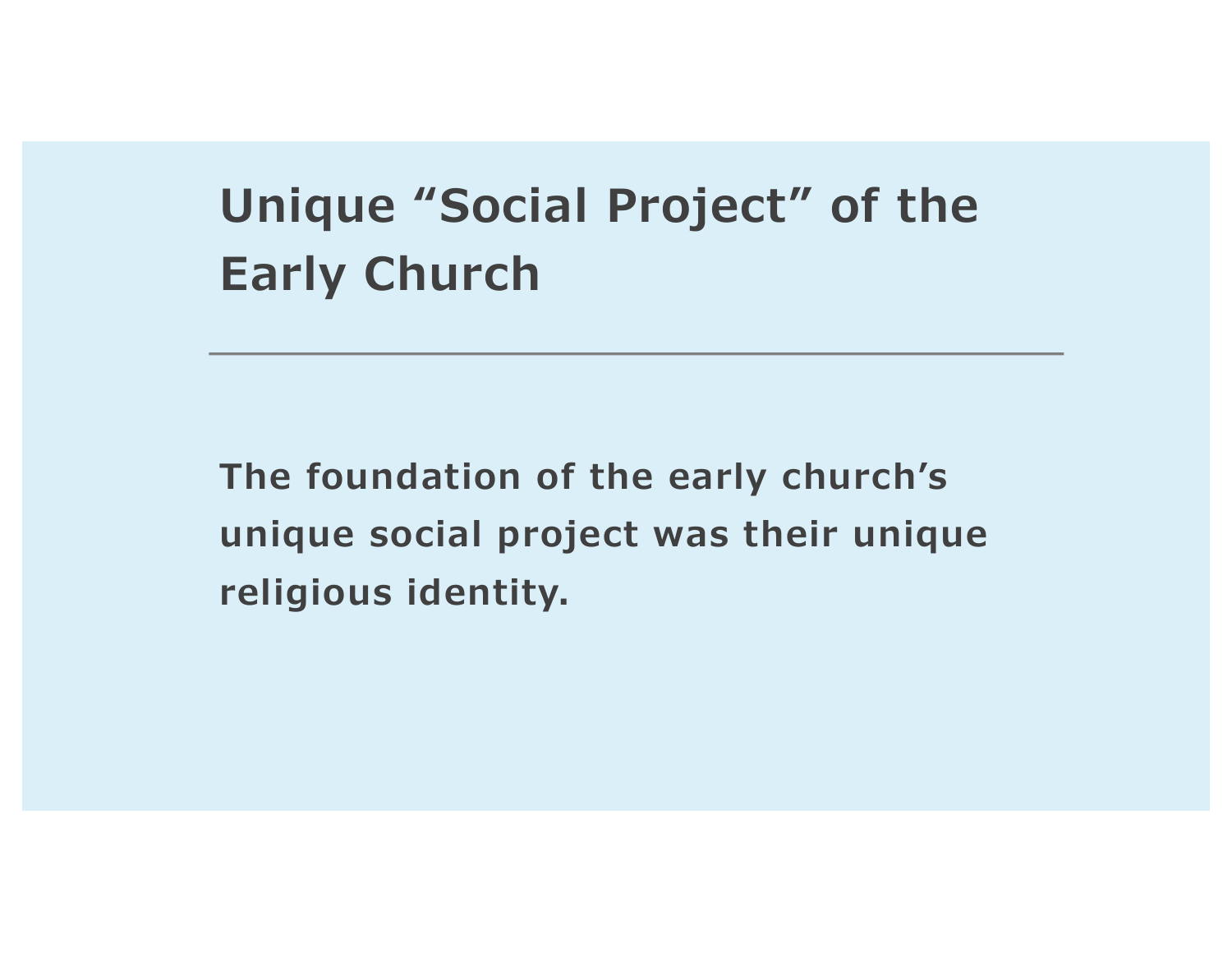# Unique "Social Project" of the Early Church

---

**The foundation of the early church's unique social project was their unique religious identity.**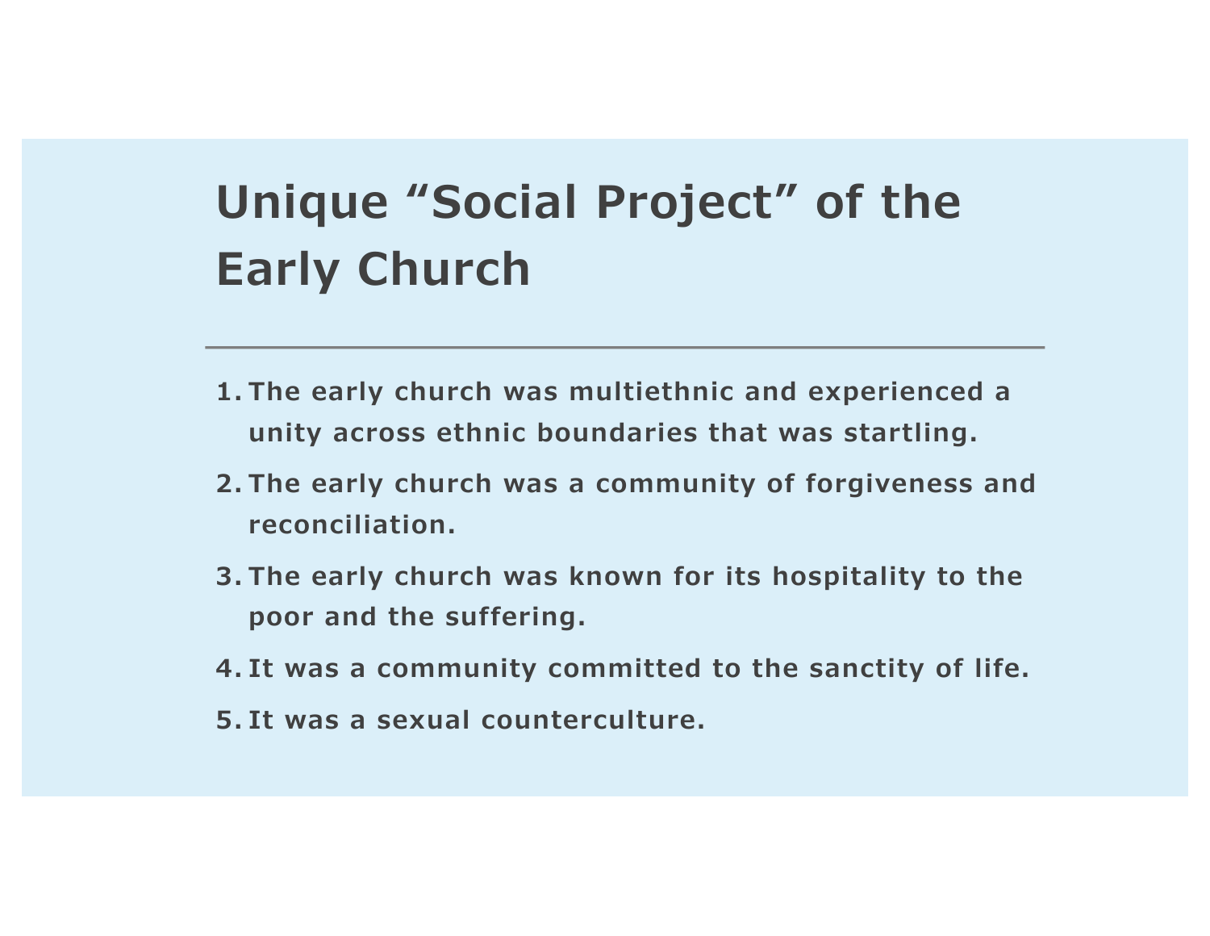# Unique "Social Project" of the Early Church

1. The early church was multiethnic and experienced a unity across ethnic boundaries that was startling.
2. The early church was a community of forgiveness and reconciliation.
3. The early church was known for its hospitality to the poor and the suffering.
4. It was a community committed to the sanctity of life.
5. It was a sexual counterculture.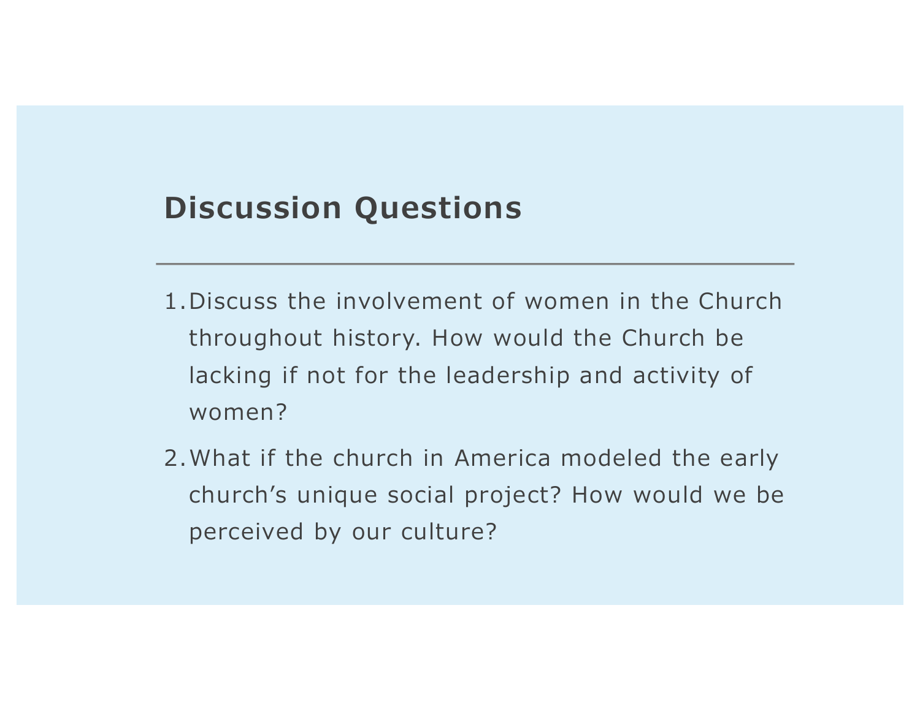## Discussion Questions

1. Discuss the involvement of women in the Church throughout history. How would the Church be lacking if not for the leadership and activity of women?
2. What if the church in America modeled the early church's unique social project? How would we be perceived by our culture?